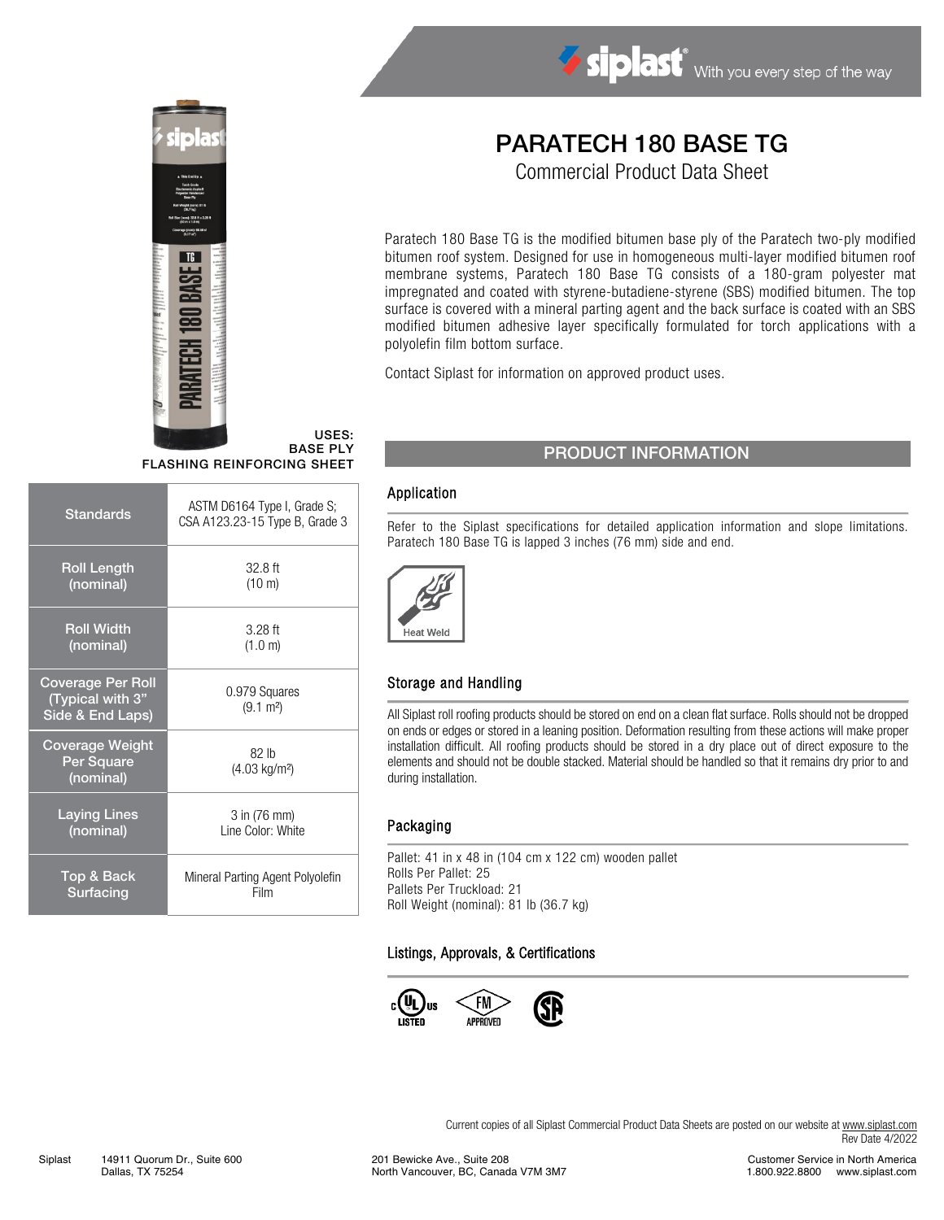# PARATECH 180 BASE TG

Commercial Product Data Sheet

Paratech 180 Base TG is the modified bitumen base ply of the Paratech two-ply modified bitumen roof system. Designed for use in homogeneous multi-layer modified bitumen roof membrane systems, Paratech 180 Base TG consists of a 180-gram polyester mat impregnated and coated with styrene-butadiene-styrene (SBS) modified bitumen. The top surface is covered with a mineral parting agent and the back surface is coated with an SBS modified bitumen adhesive layer specifically formulated for torch applications with a polyolefin film bottom surface.

Contact Siplast for information on approved product uses.

**USES:**
**BASE PLY**
**FLASHING REINFORCING SHEET**

| Standards | ASTM D6164 Type I, Grade S; CSA A123.23-15 Type B, Grade 3 |
|---|---|
| Roll Length (nominal) | 32.8 ft (10 m) |
| Roll Width (nominal) | 3.28 ft (1.0 m) |
| Coverage Per Roll (Typical with 3" Side & End Laps) | 0.979 Squares (9.1 m²) |
| Coverage Weight Per Square (nominal) | 82 lb (4.03 kg/m²) |
| Laying Lines (nominal) | 3 in (76 mm) Line Color: White |
| Top & Back Surfacing | Mineral Parting Agent Polyolefin Film |

## PRODUCT INFORMATION

### Application

Refer to the Siplast specifications for detailed application information and slope limitations. Paratech 180 Base TG is lapped 3 inches (76 mm) side and end.

Heat Weld

### Storage and Handling

All Siplast roll roofing products should be stored on end on a clean flat surface. Rolls should not be dropped on ends or edges or stored in a leaning position. Deformation resulting from these actions will make proper installation difficult. All roofing products should be stored in a dry place out of direct exposure to the elements and should not be double stacked. Material should be handled so that it remains dry prior to and during installation.

### Packaging

Pallet: 41 in x 48 in (104 cm x 122 cm) wooden pallet
Rolls Per Pallet: 25
Pallets Per Truckload: 21
Roll Weight (nominal): 81 lb (36.7 kg)

### Listings, Approvals, & Certifications

c UL us LISTED — FM APPROVED — CSA

Current copies of all Siplast Commercial Product Data Sheets are posted on our website at www.siplast.com
Rev Date 4/2022

Siplast 14911 Quorum Dr., Suite 600, Dallas, TX 75254
201 Bewicke Ave., Suite 208, North Vancouver, BC, Canada V7M 3M7
Customer Service in North America 1.800.922.8800 www.siplast.com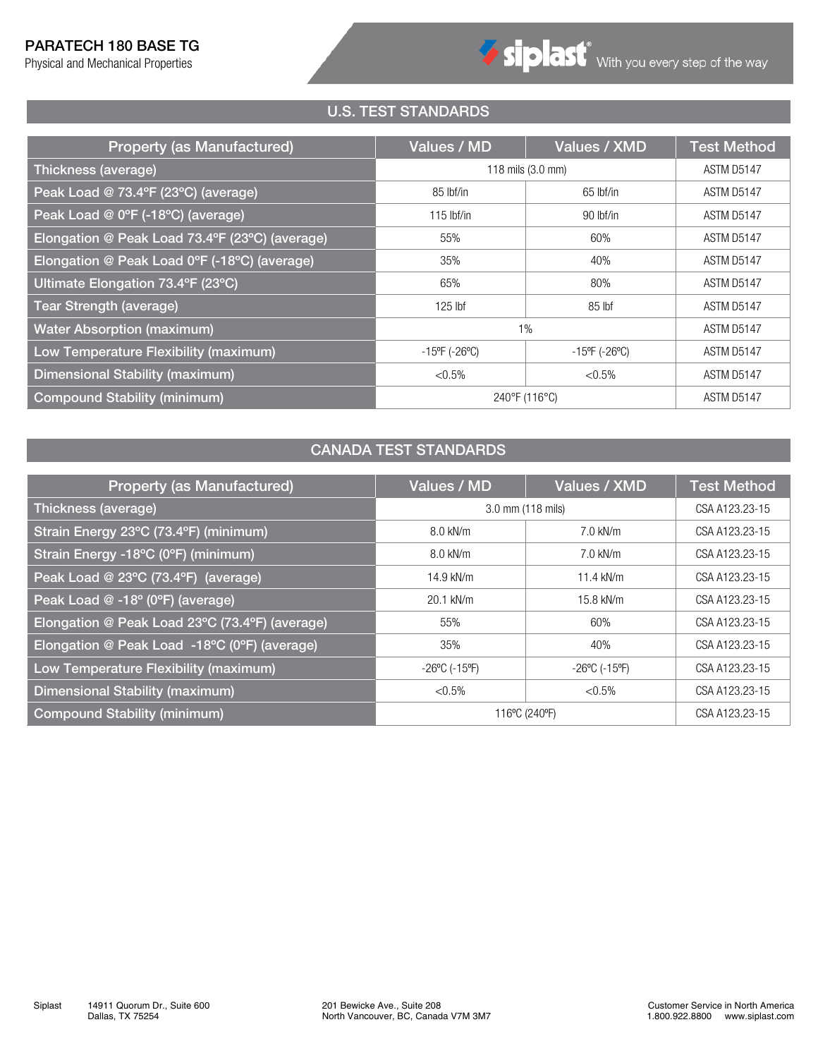# PARATECH 180 BASE TG

Physical and Mechanical Properties

## U.S. TEST STANDARDS

| Property (as Manufactured) | Values / MD | Values / XMD | Test Method |
|---|---|---|---|
| Thickness (average) | 118 mils (3.0 mm) | | ASTM D5147 |
| Peak Load @ 73.4ºF (23ºC) (average) | 85 lbf/in | 65 lbf/in | ASTM D5147 |
| Peak Load @ 0ºF (-18ºC) (average) | 115 lbf/in | 90 lbf/in | ASTM D5147 |
| Elongation @ Peak Load 73.4ºF (23ºC) (average) | 55% | 60% | ASTM D5147 |
| Elongation @ Peak Load 0ºF (-18ºC) (average) | 35% | 40% | ASTM D5147 |
| Ultimate Elongation 73.4ºF (23ºC) | 65% | 80% | ASTM D5147 |
| Tear Strength (average) | 125 lbf | 85 lbf | ASTM D5147 |
| Water Absorption (maximum) | 1% | | ASTM D5147 |
| Low Temperature Flexibility (maximum) | -15ºF (-26ºC) | -15ºF (-26ºC) | ASTM D5147 |
| Dimensional Stability (maximum) | <0.5% | <0.5% | ASTM D5147 |
| Compound Stability (minimum) | 240°F (116°C) | | ASTM D5147 |

## CANADA TEST STANDARDS

| Property (as Manufactured) | Values / MD | Values / XMD | Test Method |
|---|---|---|---|
| Thickness (average) | 3.0 mm (118 mils) | | CSA A123.23-15 |
| Strain Energy 23ºC (73.4ºF) (minimum) | 8.0 kN/m | 7.0 kN/m | CSA A123.23-15 |
| Strain Energy -18ºC (0ºF) (minimum) | 8.0 kN/m | 7.0 kN/m | CSA A123.23-15 |
| Peak Load @ 23ºC (73.4ºF) (average) | 14.9 kN/m | 11.4 kN/m | CSA A123.23-15 |
| Peak Load @ -18º (0ºF) (average) | 20.1 kN/m | 15.8 kN/m | CSA A123.23-15 |
| Elongation @ Peak Load 23ºC (73.4ºF) (average) | 55% | 60% | CSA A123.23-15 |
| Elongation @ Peak Load -18ºC (0ºF) (average) | 35% | 40% | CSA A123.23-15 |
| Low Temperature Flexibility (maximum) | -26ºC (-15ºF) | -26ºC (-15ºF) | CSA A123.23-15 |
| Dimensional Stability (maximum) | <0.5% | <0.5% | CSA A123.23-15 |
| Compound Stability (minimum) | 116ºC (240ºF) | | CSA A123.23-15 |

Siplast 14911 Quorum Dr., Suite 600
Dallas, TX 75254

201 Bewicke Ave., Suite 208
North Vancouver, BC, Canada V7M 3M7

Customer Service in North America
1.800.922.8800 www.siplast.com